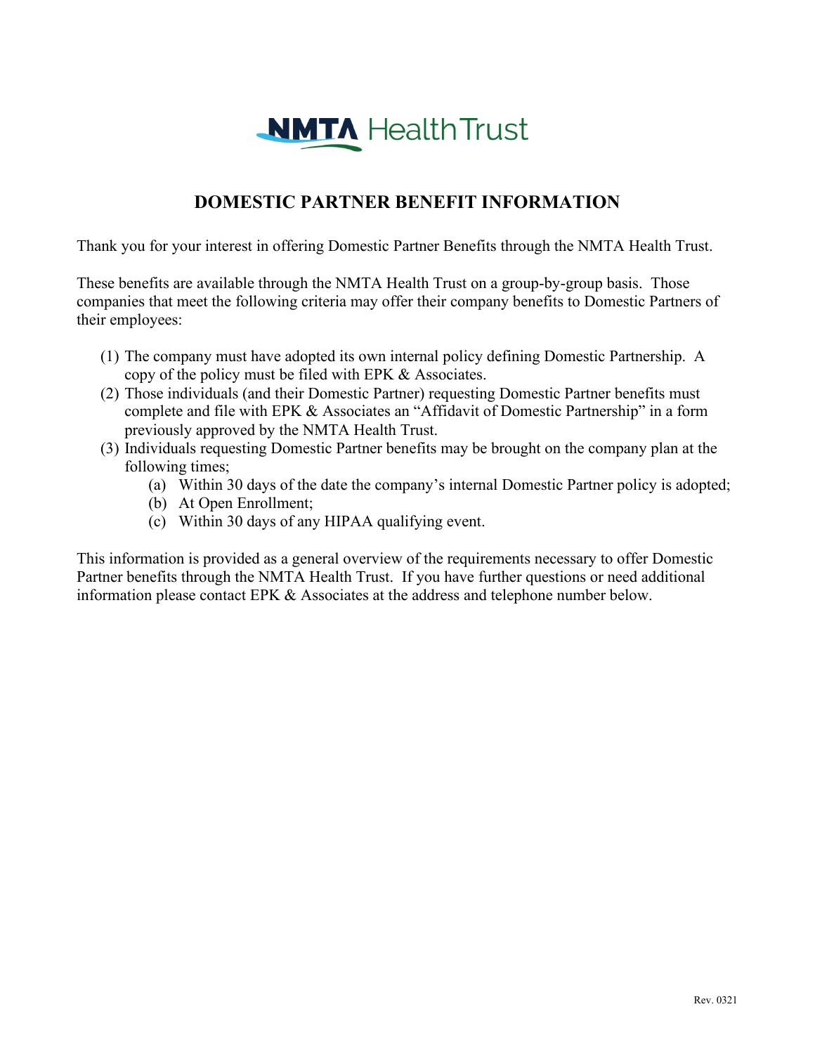NMTA Health Trust

# DOMESTIC PARTNER BENEFIT INFORMATION

Thank you for your interest in offering Domestic Partner Benefits through the NMTA Health Trust.

These benefits are available through the NMTA Health Trust on a group-by-group basis. Those companies that meet the following criteria may offer their company benefits to Domestic Partners of their employees:

(1) The company must have adopted its own internal policy defining Domestic Partnership. A copy of the policy must be filed with EPK & Associates.
(2) Those individuals (and their Domestic Partner) requesting Domestic Partner benefits must complete and file with EPK & Associates an "Affidavit of Domestic Partnership" in a form previously approved by the NMTA Health Trust.
(3) Individuals requesting Domestic Partner benefits may be brought on the company plan at the following times;
    (a) Within 30 days of the date the company's internal Domestic Partner policy is adopted;
    (b) At Open Enrollment;
    (c) Within 30 days of any HIPAA qualifying event.

This information is provided as a general overview of the requirements necessary to offer Domestic Partner benefits through the NMTA Health Trust. If you have further questions or need additional information please contact EPK & Associates at the address and telephone number below.

Rev. 0321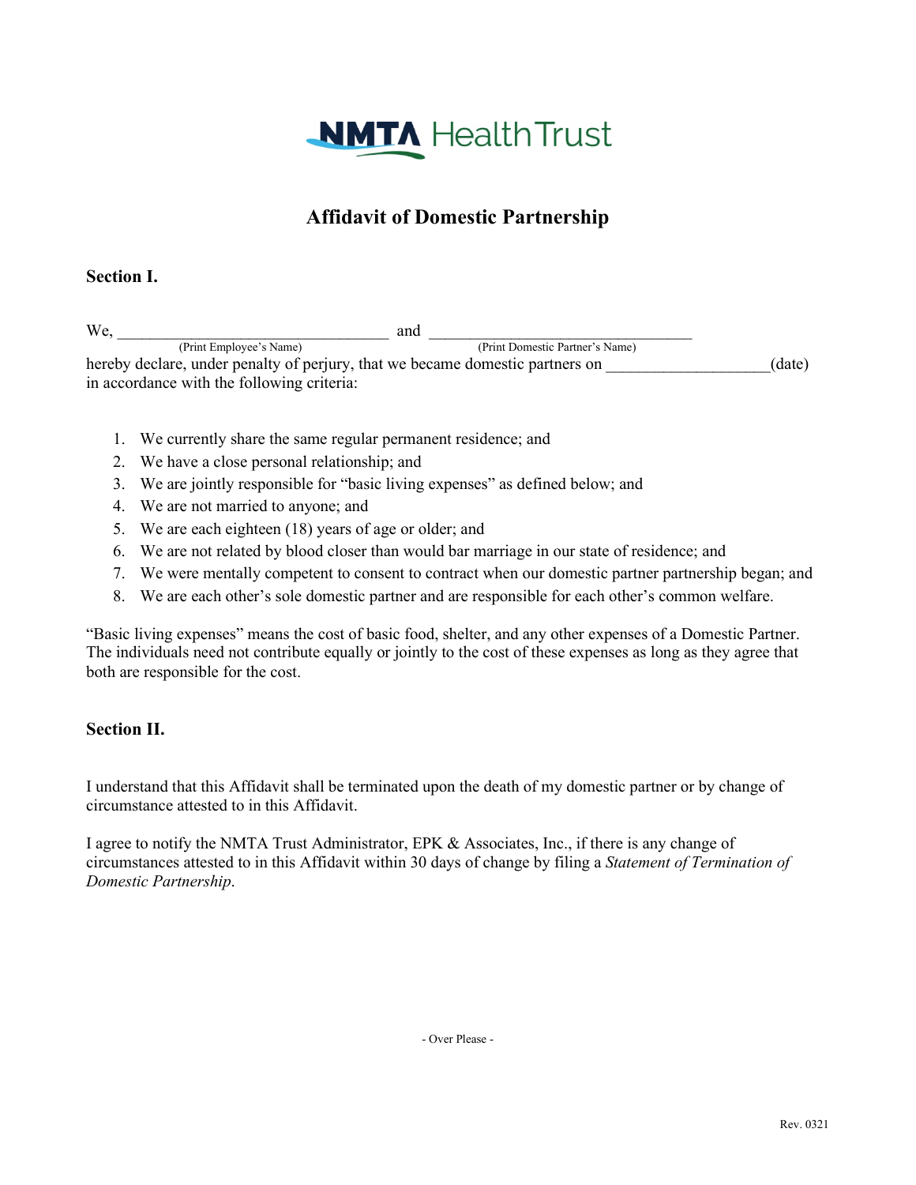# NMTA Health Trust

## Affidavit of Domestic Partnership

### Section I.

We, ________________________________ and ________________________________
(Print Employee's Name) (Print Domestic Partner's Name)
hereby declare, under penalty of perjury, that we became domestic partners on ___________________(date) in accordance with the following criteria:

1. We currently share the same regular permanent residence; and
2. We have a close personal relationship; and
3. We are jointly responsible for "basic living expenses" as defined below; and
4. We are not married to anyone; and
5. We are each eighteen (18) years of age or older; and
6. We are not related by blood closer than would bar marriage in our state of residence; and
7. We were mentally competent to consent to contract when our domestic partner partnership began; and
8. We are each other's sole domestic partner and are responsible for each other's common welfare.

"Basic living expenses" means the cost of basic food, shelter, and any other expenses of a Domestic Partner. The individuals need not contribute equally or jointly to the cost of these expenses as long as they agree that both are responsible for the cost.

### Section II.

I understand that this Affidavit shall be terminated upon the death of my domestic partner or by change of circumstance attested to in this Affidavit.

I agree to notify the NMTA Trust Administrator, EPK & Associates, Inc., if there is any change of circumstances attested to in this Affidavit within 30 days of change by filing a *Statement of Termination of Domestic Partnership*.

- Over Please -

Rev. 0321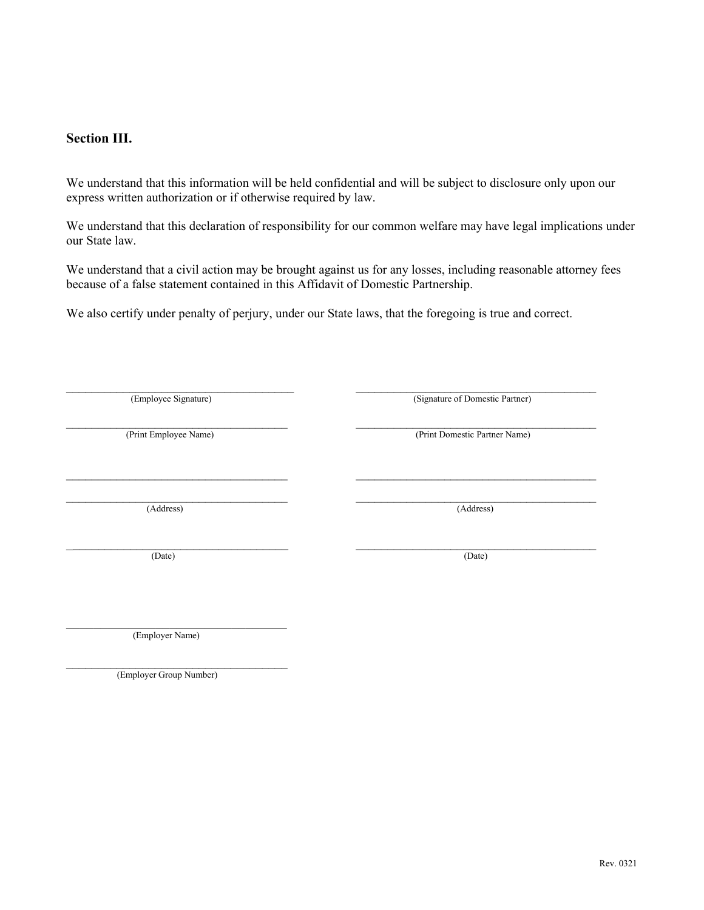## Section III.

We understand that this information will be held confidential and will be subject to disclosure only upon our express written authorization or if otherwise required by law.

We understand that this declaration of responsibility for our common welfare may have legal implications under our State law.

We understand that a civil action may be brought against us for any losses, including reasonable attorney fees because of a false statement contained in this Affidavit of Domestic Partnership.

We also certify under penalty of perjury, under our State laws, that the foregoing is true and correct.

| | |
|---|---|
| ______________________________ | ______________________________ |
| (Employee Signature) | (Signature of Domestic Partner) |
| ______________________________ | ______________________________ |
| (Print Employee Name) | (Print Domestic Partner Name) |
| ______________________________ | ______________________________ |
| ______________________________ | ______________________________ |
| (Address) | (Address) |
| ______________________________ | ______________________________ |
| (Date) | (Date) |

______________________________
(Employer Name)

______________________________
(Employer Group Number)

Rev. 0321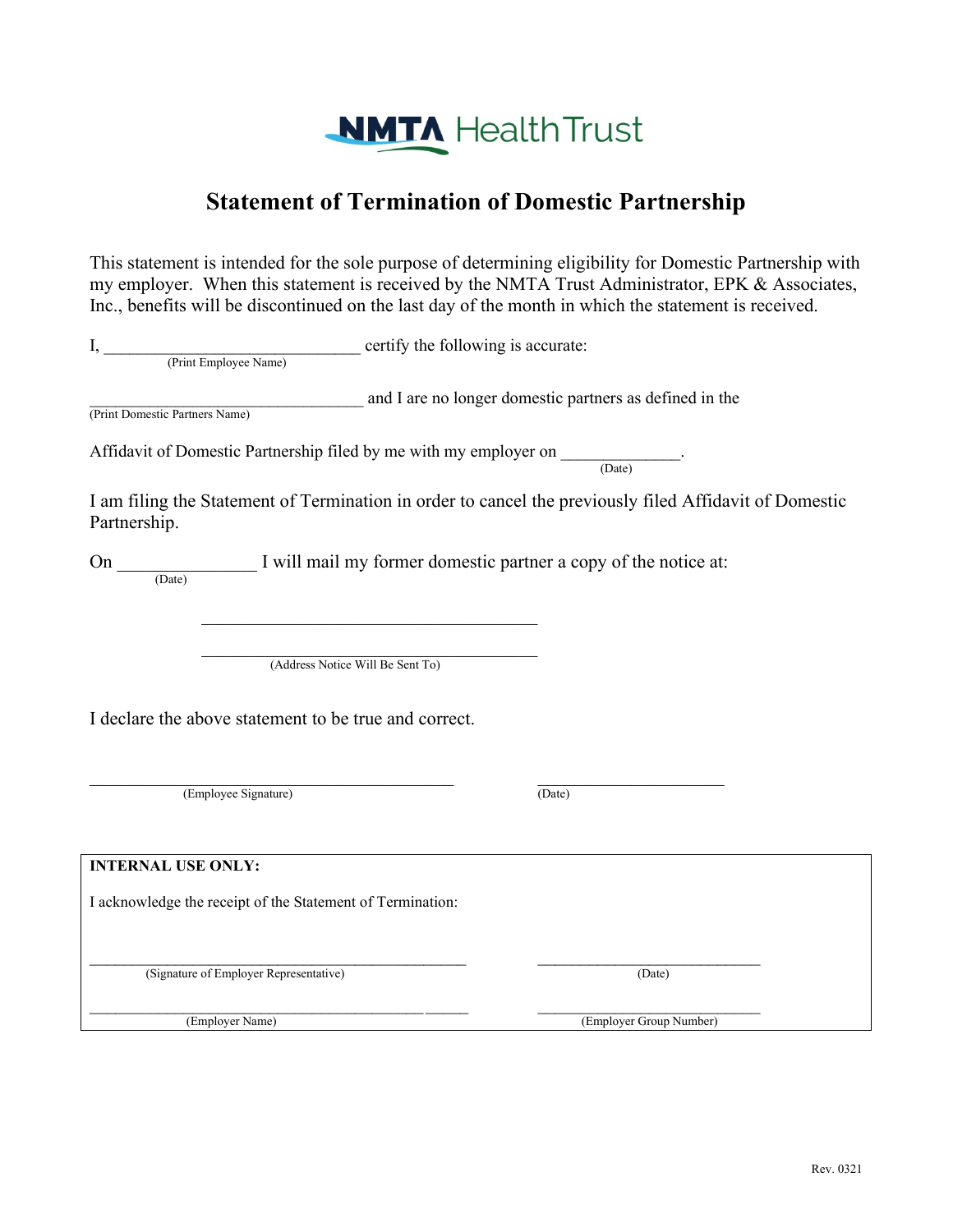NMTA HealthTrust

# Statement of Termination of Domestic Partnership

This statement is intended for the sole purpose of determining eligibility for Domestic Partnership with my employer. When this statement is received by the NMTA Trust Administrator, EPK & Associates, Inc., benefits will be discontinued on the last day of the month in which the statement is received.

I, ______________________________ certify the following is accurate:
(Print Employee Name)

________________________________ and I are no longer domestic partners as defined in the
(Print Domestic Partners Name)

Affidavit of Domestic Partnership filed by me with my employer on ______________.
(Date)

I am filing the Statement of Termination in order to cancel the previously filed Affidavit of Domestic Partnership.

On _______________ I will mail my former domestic partner a copy of the notice at:
(Date)

______________________________________

______________________________________
(Address Notice Will Be Sent To)

I declare the above statement to be true and correct.

__________________________________________ ______________________
(Employee Signature) (Date)

**INTERNAL USE ONLY:**

I acknowledge the receipt of the Statement of Termination:

__________________________________________ ______________________
(Signature of Employer Representative) (Date)

__________________________________________ ______________________
(Employer Name) (Employer Group Number)

Rev. 0321